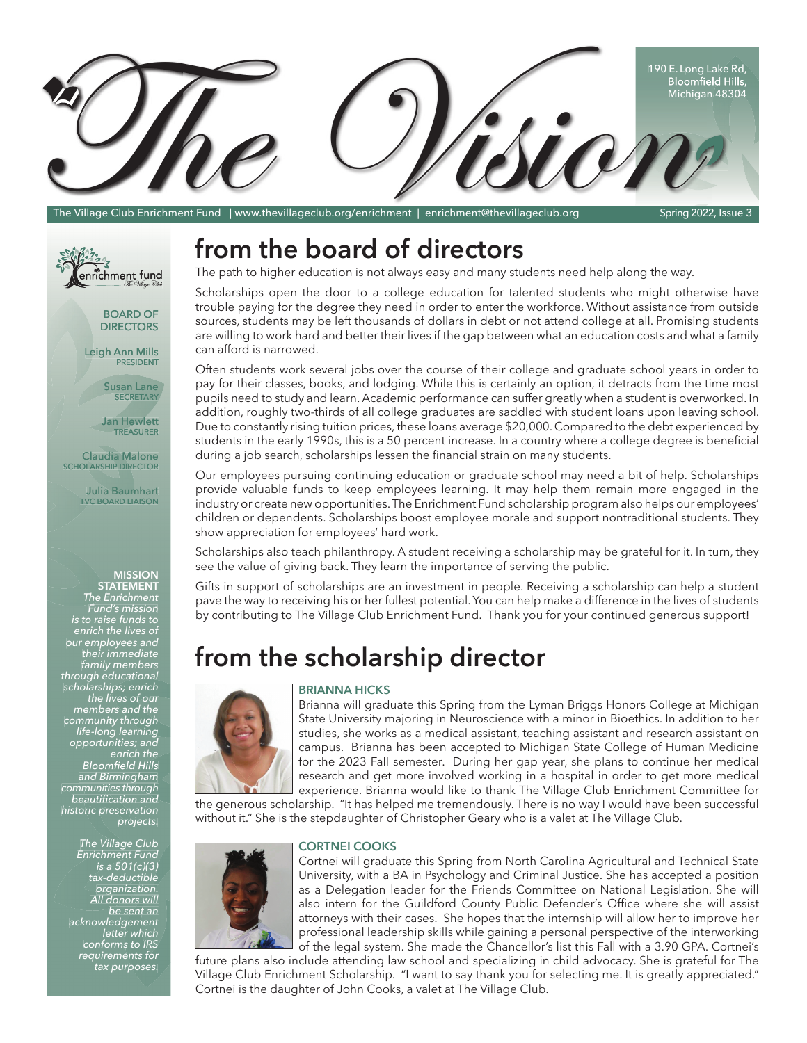# The Vision

190 E. Long Lake Rd, Bloomfield Hills, Michigan 48304

The Village Club Enrichment Fund | www.thevillageclub.org/enrichment | enrichment@thevillageclub.org — Spring 2022, Issue 3

enrichment fund — The Village Club

**BOARD OF DIRECTORS**

Leigh Ann Mills
PRESIDENT

Susan Lane
SECRETARY

Jan Hewlett
TREASURER

Claudia Malone
SCHOLARSHIP DIRECTOR

Julia Baumhart
TVC BOARD LIAISON

**MISSION STATEMENT**

*The Enrichment Fund's mission is to raise funds to enrich the lives of our employees and their immediate family members through educational scholarships; enrich the lives of our members and the community through life-long learning opportunities; and enrich the Bloomfield Hills and Birmingham communities through beautification and historic preservation projects.*

*The Village Club Enrichment Fund is a 501(c)(3) tax-deductible organization. All donors will be sent an acknowledgement letter which conforms to IRS requirements for tax purposes.*

## from the board of directors

The path to higher education is not always easy and many students need help along the way.

Scholarships open the door to a college education for talented students who might otherwise have trouble paying for the degree they need in order to enter the workforce. Without assistance from outside sources, students may be left thousands of dollars in debt or not attend college at all. Promising students are willing to work hard and better their lives if the gap between what an education costs and what a family can afford is narrowed.

Often students work several jobs over the course of their college and graduate school years in order to pay for their classes, books, and lodging. While this is certainly an option, it detracts from the time most pupils need to study and learn. Academic performance can suffer greatly when a student is overworked. In addition, roughly two-thirds of all college graduates are saddled with student loans upon leaving school. Due to constantly rising tuition prices, these loans average $20,000. Compared to the debt experienced by students in the early 1990s, this is a 50 percent increase. In a country where a college degree is beneficial during a job search, scholarships lessen the financial strain on many students.

Our employees pursuing continuing education or graduate school may need a bit of help. Scholarships provide valuable funds to keep employees learning. It may help them remain more engaged in the industry or create new opportunities. The Enrichment Fund scholarship program also helps our employees' children or dependents. Scholarships boost employee morale and support nontraditional students. They show appreciation for employees' hard work.

Scholarships also teach philanthropy. A student receiving a scholarship may be grateful for it. In turn, they see the value of giving back. They learn the importance of serving the public.

Gifts in support of scholarships are an investment in people. Receiving a scholarship can help a student pave the way to receiving his or her fullest potential. You can help make a difference in the lives of students by contributing to The Village Club Enrichment Fund. Thank you for your continued generous support!

## from the scholarship director

### BRIANNA HICKS

Brianna will graduate this Spring from the Lyman Briggs Honors College at Michigan State University majoring in Neuroscience with a minor in Bioethics. In addition to her studies, she works as a medical assistant, teaching assistant and research assistant on campus. Brianna has been accepted to Michigan State College of Human Medicine for the 2023 Fall semester. During her gap year, she plans to continue her medical research and get more involved working in a hospital in order to get more medical experience. Brianna would like to thank The Village Club Enrichment Committee for the generous scholarship. "It has helped me tremendously. There is no way I would have been successful without it." She is the stepdaughter of Christopher Geary who is a valet at The Village Club.

### CORTNEI COOKS

Cortnei will graduate this Spring from North Carolina Agricultural and Technical State University, with a BA in Psychology and Criminal Justice. She has accepted a position as a Delegation leader for the Friends Committee on National Legislation. She will also intern for the Guildford County Public Defender's Office where she will assist attorneys with their cases. She hopes that the internship will allow her to improve her professional leadership skills while gaining a personal perspective of the interworking of the legal system. She made the Chancellor's list this Fall with a 3.90 GPA. Cortnei's future plans also include attending law school and specializing in child advocacy. She is grateful for The Village Club Enrichment Scholarship. "I want to say thank you for selecting me. It is greatly appreciated." Cortnei is the daughter of John Cooks, a valet at The Village Club.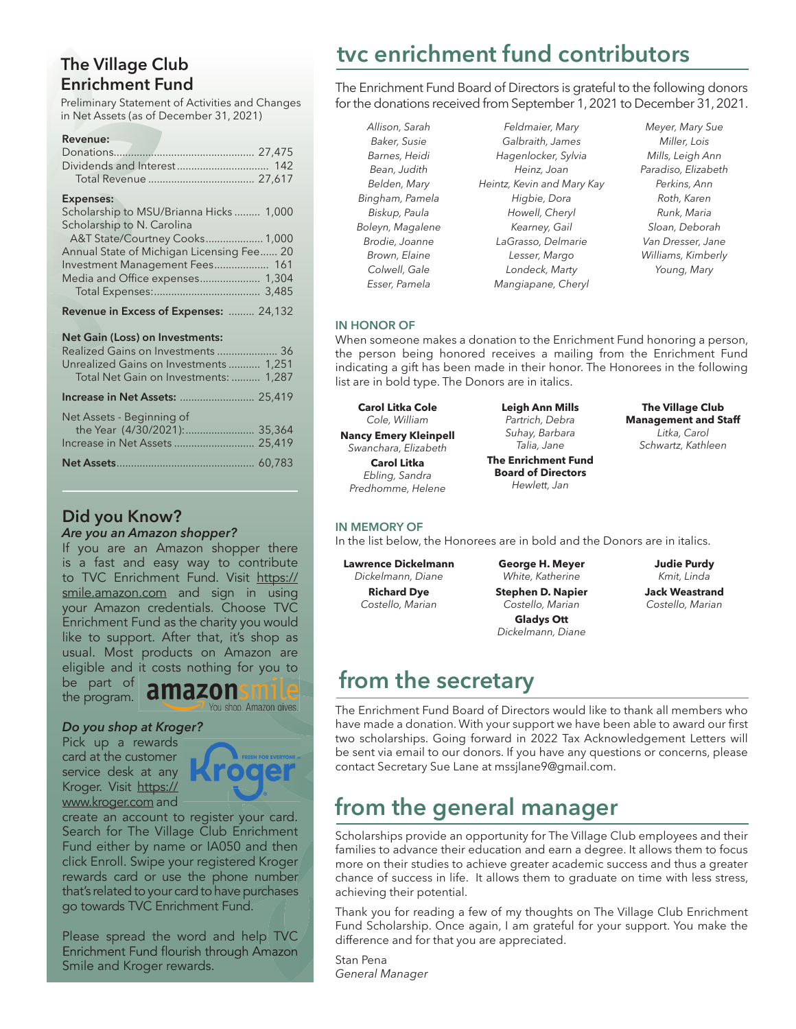## The Village Club Enrichment Fund

Preliminary Statement of Activities and Changes in Net Assets (as of December 31, 2021)

| | |
|---|---|
| **Revenue:** | |
| Donations | 27,475 |
| Dividends and Interest | 142 |
| Total Revenue | 27,617 |
| **Expenses:** | |
| Scholarship to MSU/Brianna Hicks | 1,000 |
| Scholarship to N. Carolina A&T State/Courtney Cooks | 1,000 |
| Annual State of Michigan Licensing Fee | 20 |
| Investment Management Fees | 161 |
| Media and Office expenses | 1,304 |
| Total Expenses: | 3,485 |
| **Revenue in Excess of Expenses:** | 24,132 |
| **Net Gain (Loss) on Investments:** | |
| Realized Gains on Investments | 36 |
| Unrealized Gains on Investments | 1,251 |
| Total Net Gain on Investments: | 1,287 |
| **Increase in Net Assets:** | 25,419 |
| Net Assets - Beginning of the Year (4/30/2021): | 35,364 |
| Increase in Net Assets | 25,419 |
| **Net Assets** | 60,783 |

## Did you Know?

### *Are you an Amazon shopper?*

If you are an Amazon shopper there is a fast and easy way to contribute to TVC Enrichment Fund. Visit https://smile.amazon.com and sign in using your Amazon credentials. Choose TVC Enrichment Fund as the charity you would like to support. After that, it's shop as usual. Most products on Amazon are eligible and it costs nothing for you to be part of the program.

amazonsmile
You shop. Amazon gives.

### *Do you shop at Kroger?*

Pick up a rewards card at the customer service desk at any Kroger. Visit https://www.kroger.com and create an account to register your card. Search for The Village Club Enrichment Fund either by name or IA050 and then click Enroll. Swipe your registered Kroger rewards card or use the phone number that's related to your card to have purchases go towards TVC Enrichment Fund.

Please spread the word and help TVC Enrichment Fund flourish through Amazon Smile and Kroger rewards.

# tvc enrichment fund contributors

The Enrichment Fund Board of Directors is grateful to the following donors for the donations received from September 1, 2021 to December 31, 2021.

*Allison, Sarah*
*Baker, Susie*
*Barnes, Heidi*
*Bean, Judith*
*Belden, Mary*
*Bingham, Pamela*
*Biskup, Paula*
*Boleyn, Magalene*
*Brodie, Joanne*
*Brown, Elaine*
*Colwell, Gale*
*Esser, Pamela*
*Feldmaier, Mary*
*Galbraith, James*
*Hagenlocker, Sylvia*
*Heinz, Joan*
*Heintz, Kevin and Mary Kay*
*Higbie, Dora*
*Howell, Cheryl*
*Kearney, Gail*
*LaGrasso, Delmarie*
*Lesser, Margo*
*Londeck, Marty*
*Mangiapane, Cheryl*
*Meyer, Mary Sue*
*Miller, Lois*
*Mills, Leigh Ann*
*Paradiso, Elizabeth*
*Perkins, Ann*
*Roth, Karen*
*Runk, Maria*
*Sloan, Deborah*
*Van Dresser, Jane*
*Williams, Kimberly*
*Young, Mary*

### IN HONOR OF

When someone makes a donation to the Enrichment Fund honoring a person, the person being honored receives a mailing from the Enrichment Fund indicating a gift has been made in their honor. The Honorees in the following list are in bold type. The Donors are in italics.

**Carol Litka Cole**
*Cole, William*

**Nancy Emery Kleinpell**
*Swanchara, Elizabeth*

**Carol Litka**
*Ebling, Sandra*
*Predhomme, Helene*

**Leigh Ann Mills**
*Partrich, Debra*
*Suhay, Barbara*
*Talia, Jane*

**The Enrichment Fund Board of Directors**
*Hewlett, Jan*

**The Village Club Management and Staff**
*Litka, Carol*
*Schwartz, Kathleen*

### IN MEMORY OF

In the list below, the Honorees are in bold and the Donors are in italics.

**Lawrence Dickelmann**
*Dickelmann, Diane*

**Richard Dye**
*Costello, Marian*

**George H. Meyer**
*White, Katherine*

**Stephen D. Napier**
*Costello, Marian*

**Gladys Ott**
*Dickelmann, Diane*

**Judie Purdy**
*Kmit, Linda*

**Jack Weastrand**
*Costello, Marian*

# from the secretary

The Enrichment Fund Board of Directors would like to thank all members who have made a donation. With your support we have been able to award our first two scholarships. Going forward in 2022 Tax Acknowledgement Letters will be sent via email to our donors. If you have any questions or concerns, please contact Secretary Sue Lane at mssjlane9@gmail.com.

# from the general manager

Scholarships provide an opportunity for The Village Club employees and their families to advance their education and earn a degree. It allows them to focus more on their studies to achieve greater academic success and thus a greater chance of success in life. It allows them to graduate on time with less stress, achieving their potential.

Thank you for reading a few of my thoughts on The Village Club Enrichment Fund Scholarship. Once again, I am grateful for your support. You make the difference and for that you are appreciated.

Stan Pena
*General Manager*